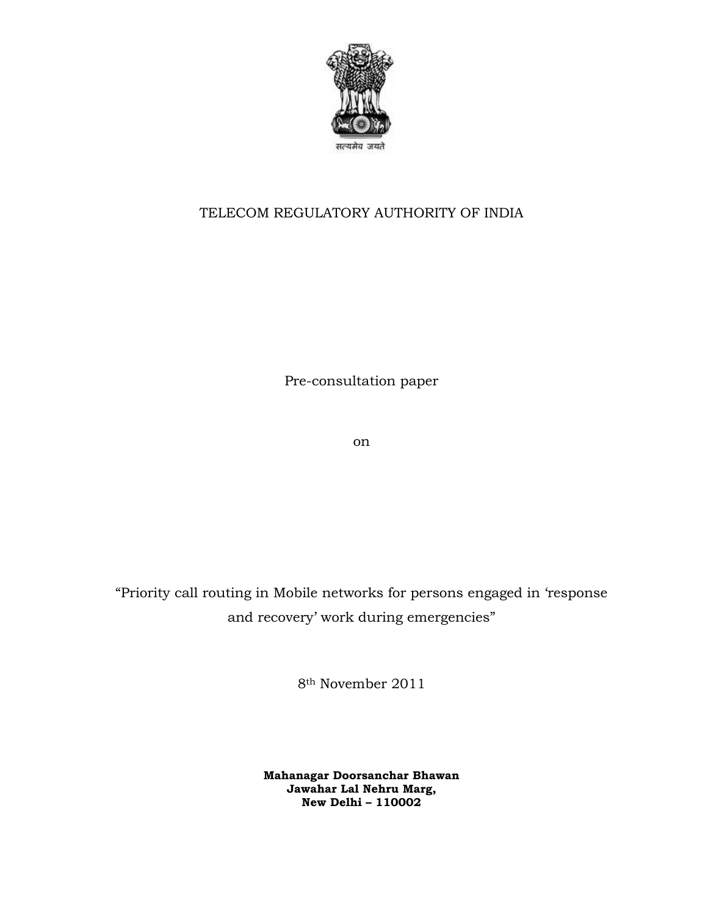सत्यमेव जयते

# TELECOM REGULATORY AUTHORITY OF INDIA

Pre-consultation paper

on

## “Priority call routing in Mobile networks for persons engaged in ‘response and recovery’ work during emergencies”

8th November 2011

**Mahanagar Doorsanchar Bhawan**
**Jawahar Lal Nehru Marg,**
**New Delhi – 110002**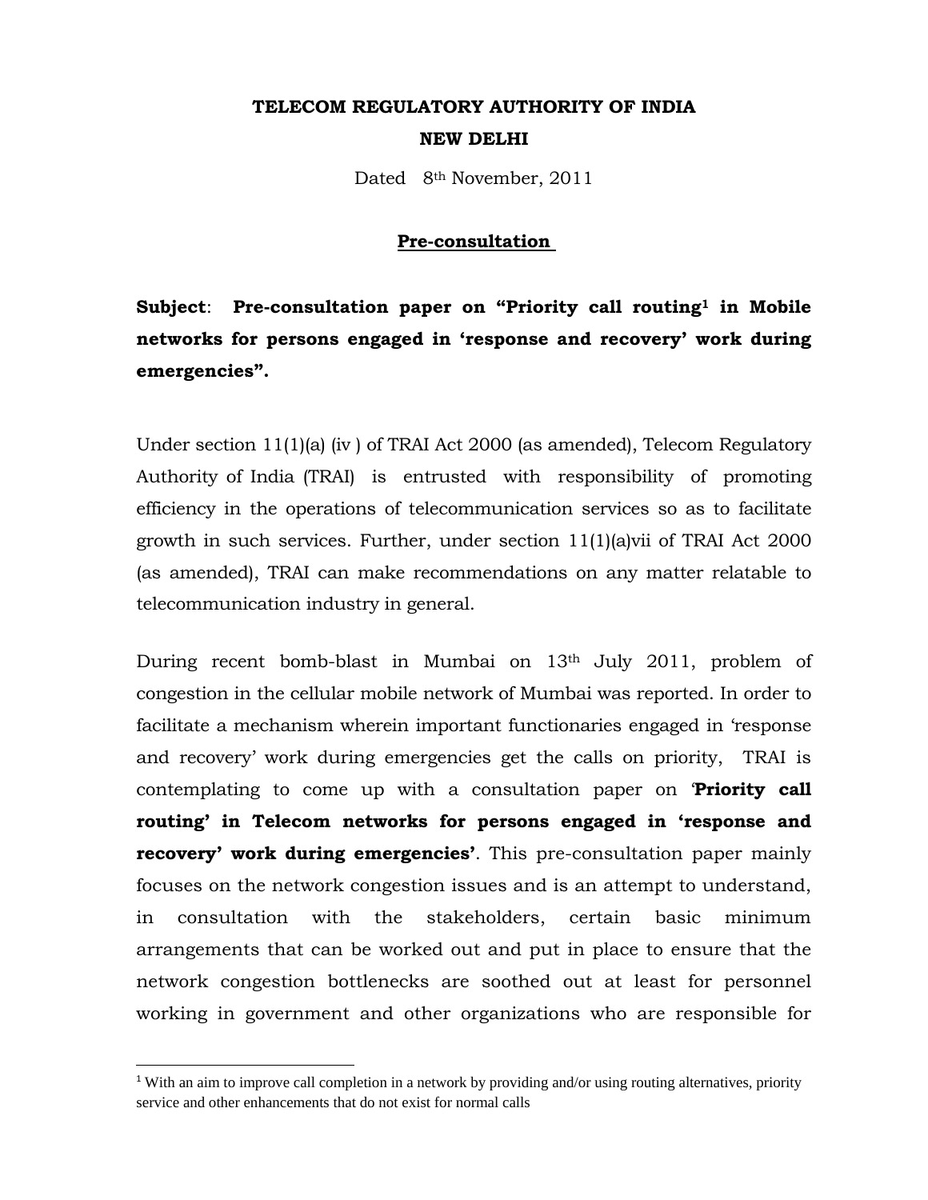**TELECOM REGULATORY AUTHORITY OF INDIA**

**NEW DELHI**

Dated 8th November, 2011

**Pre-consultation**

**Subject**: **Pre-consultation paper on "Priority call routing[1] in Mobile networks for persons engaged in 'response and recovery' work during emergencies".**

Under section 11(1)(a) (iv ) of TRAI Act 2000 (as amended), Telecom Regulatory Authority of India (TRAI) is entrusted with responsibility of promoting efficiency in the operations of telecommunication services so as to facilitate growth in such services. Further, under section 11(1)(a)vii of TRAI Act 2000 (as amended), TRAI can make recommendations on any matter relatable to telecommunication industry in general.

During recent bomb-blast in Mumbai on 13th July 2011, problem of congestion in the cellular mobile network of Mumbai was reported. In order to facilitate a mechanism wherein important functionaries engaged in 'response and recovery' work during emergencies get the calls on priority, TRAI is contemplating to come up with a consultation paper on '**Priority call routing' in Telecom networks for persons engaged in 'response and recovery' work during emergencies'**. This pre-consultation paper mainly focuses on the network congestion issues and is an attempt to understand, in consultation with the stakeholders, certain basic minimum arrangements that can be worked out and put in place to ensure that the network congestion bottlenecks are soothed out at least for personnel working in government and other organizations who are responsible for

---

[1] With an aim to improve call completion in a network by providing and/or using routing alternatives, priority service and other enhancements that do not exist for normal calls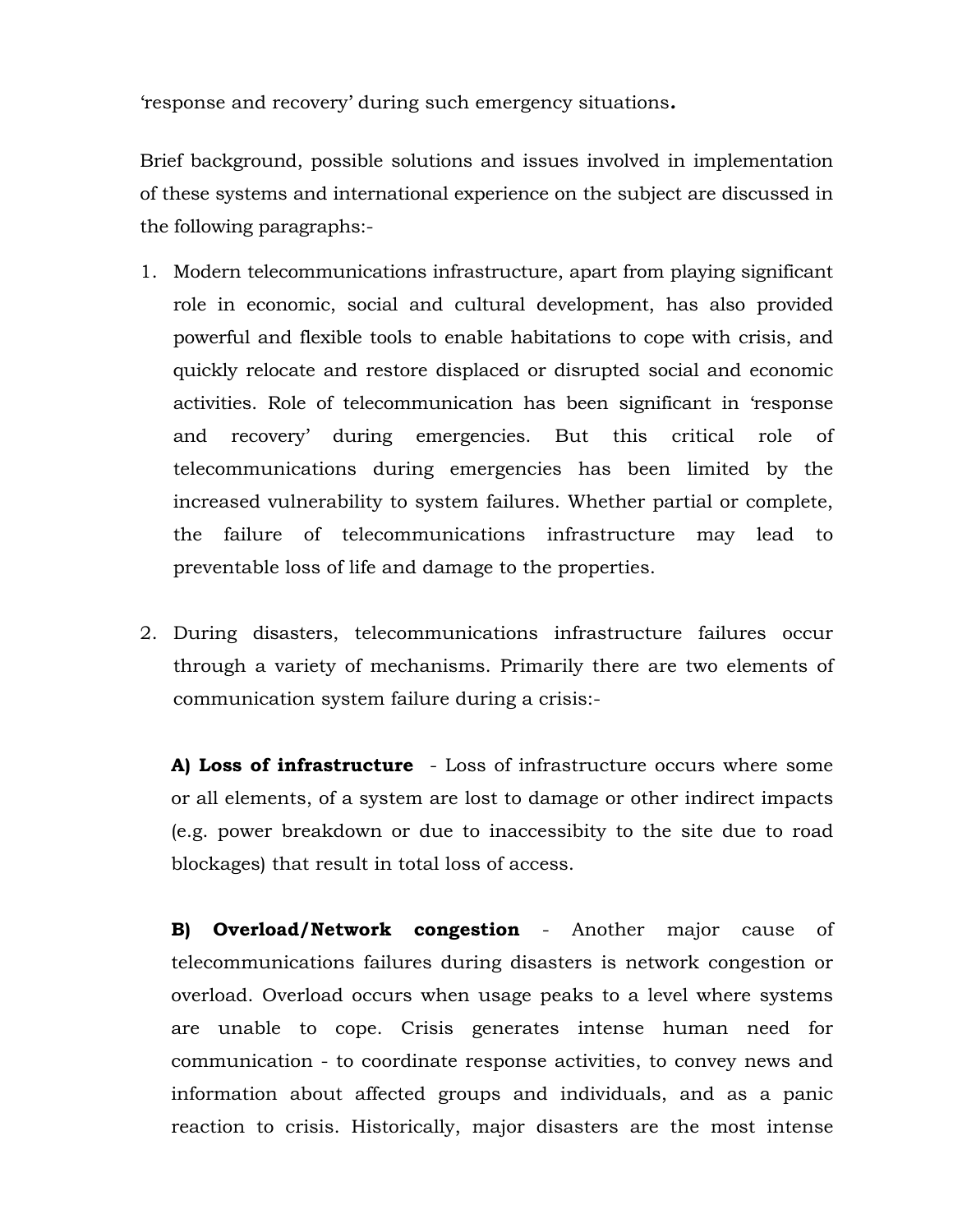'response and recovery' during such emergency situations**.**

Brief background, possible solutions and issues involved in implementation of these systems and international experience on the subject are discussed in the following paragraphs:-

1. Modern telecommunications infrastructure, apart from playing significant role in economic, social and cultural development, has also provided powerful and flexible tools to enable habitations to cope with crisis, and quickly relocate and restore displaced or disrupted social and economic activities. Role of telecommunication has been significant in 'response and recovery' during emergencies. But this critical role of telecommunications during emergencies has been limited by the increased vulnerability to system failures. Whether partial or complete, the failure of telecommunications infrastructure may lead to preventable loss of life and damage to the properties.

2. During disasters, telecommunications infrastructure failures occur through a variety of mechanisms. Primarily there are two elements of communication system failure during a crisis:-

   **A) Loss of infrastructure** - Loss of infrastructure occurs where some or all elements, of a system are lost to damage or other indirect impacts (e.g. power breakdown or due to inaccessibity to the site due to road blockages) that result in total loss of access.

   **B) Overload/Network congestion** - Another major cause of telecommunications failures during disasters is network congestion or overload. Overload occurs when usage peaks to a level where systems are unable to cope. Crisis generates intense human need for communication - to coordinate response activities, to convey news and information about affected groups and individuals, and as a panic reaction to crisis. Historically, major disasters are the most intense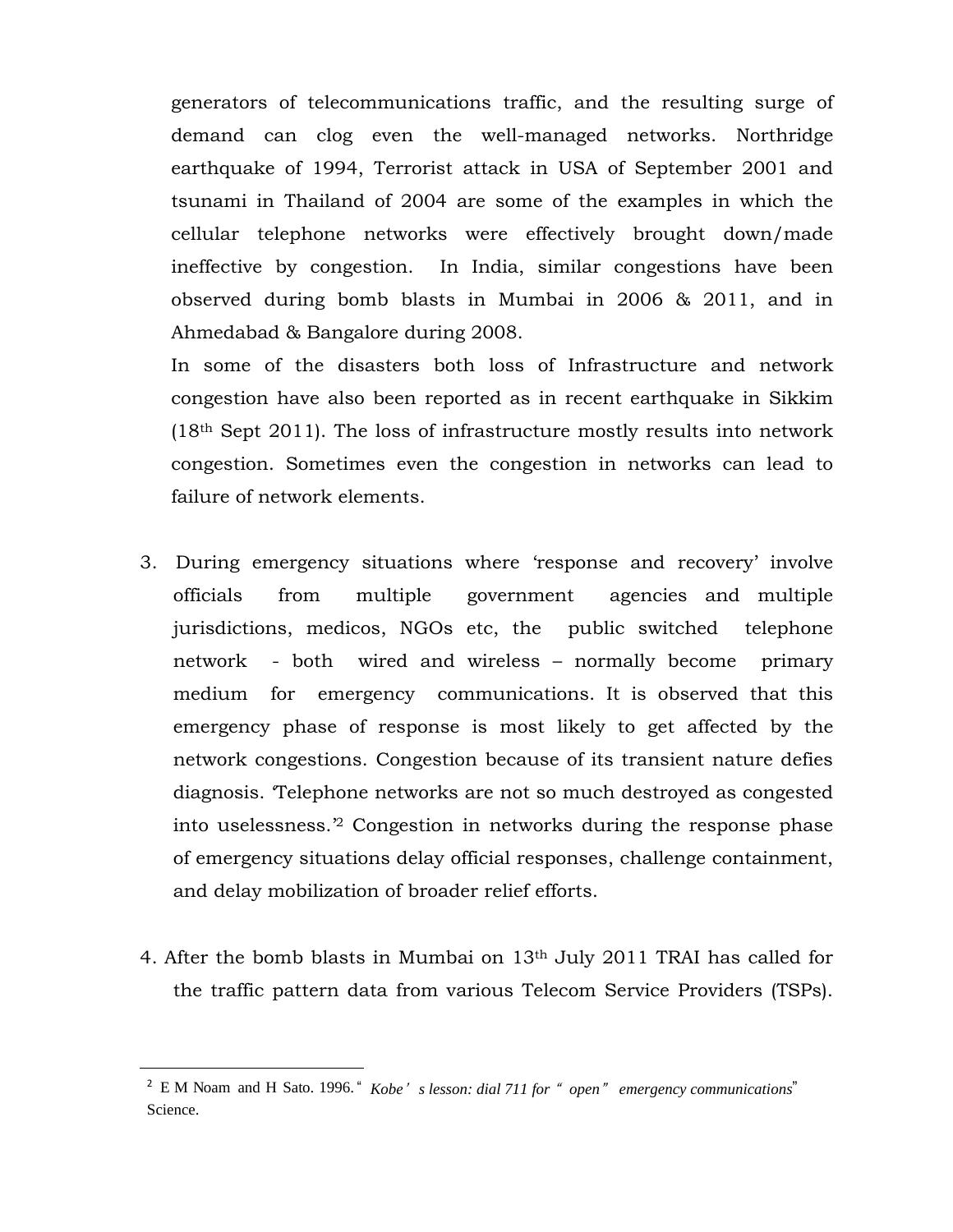generators of telecommunications traffic, and the resulting surge of demand can clog even the well-managed networks. Northridge earthquake of 1994, Terrorist attack in USA of September 2001 and tsunami in Thailand of 2004 are some of the examples in which the cellular telephone networks were effectively brought down/made ineffective by congestion. In India, similar congestions have been observed during bomb blasts in Mumbai in 2006 & 2011, and in Ahmedabad & Bangalore during 2008.

In some of the disasters both loss of Infrastructure and network congestion have also been reported as in recent earthquake in Sikkim (18th Sept 2011). The loss of infrastructure mostly results into network congestion. Sometimes even the congestion in networks can lead to failure of network elements.

3. During emergency situations where 'response and recovery' involve officials from multiple government agencies and multiple jurisdictions, medicos, NGOs etc, the public switched telephone network - both wired and wireless – normally become primary medium for emergency communications. It is observed that this emergency phase of response is most likely to get affected by the network congestions. Congestion because of its transient nature defies diagnosis. 'Telephone networks are not so much destroyed as congested into uselessness.'[2] Congestion in networks during the response phase of emergency situations delay official responses, challenge containment, and delay mobilization of broader relief efforts.

4. After the bomb blasts in Mumbai on 13th July 2011 TRAI has called for the traffic pattern data from various Telecom Service Providers (TSPs).

---

[2] E M Noam and H Sato. 1996. "*Kobe's lesson: dial 711 for "open" emergency communications*" Science.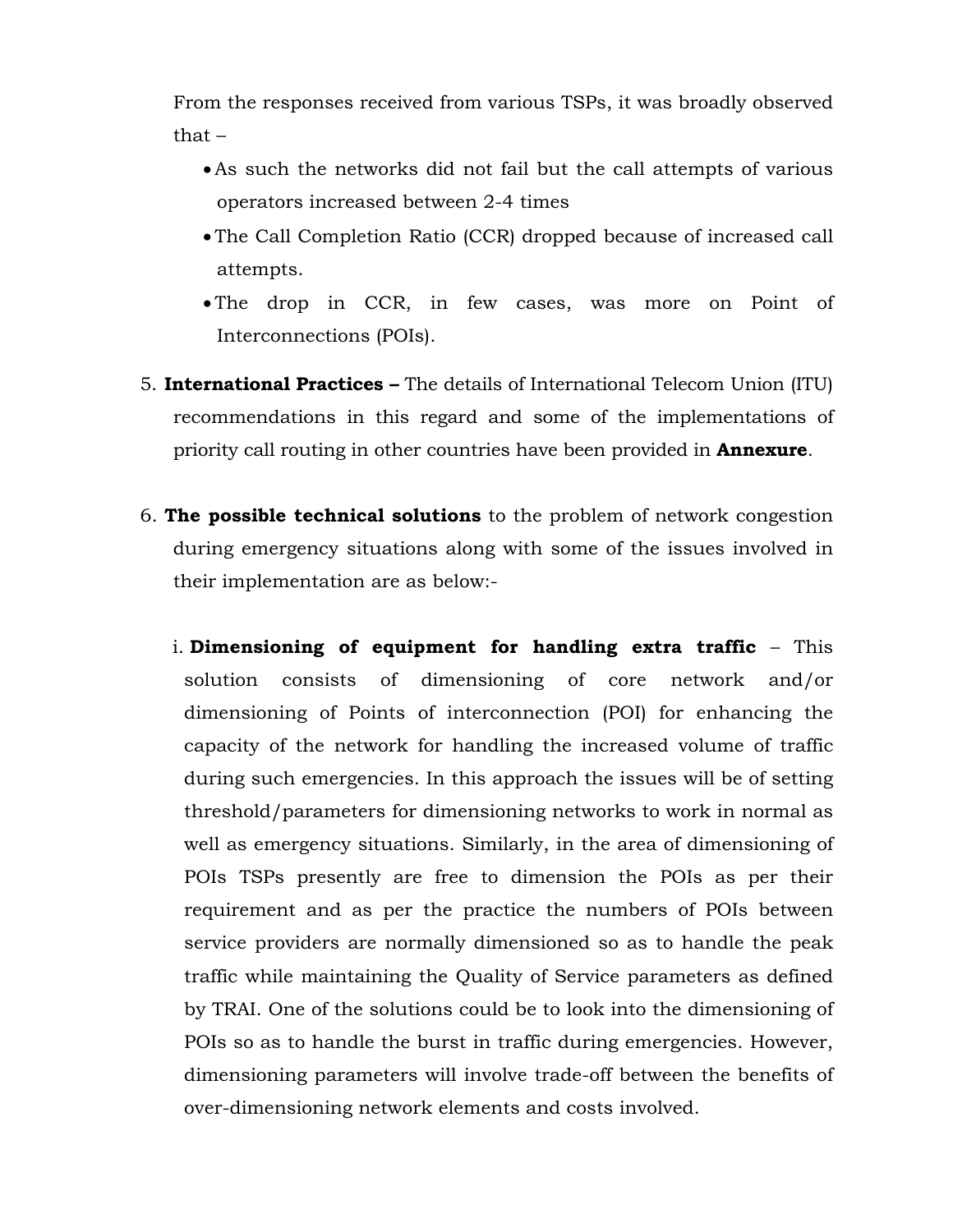From the responses received from various TSPs, it was broadly observed that –

- As such the networks did not fail but the call attempts of various operators increased between 2-4 times
- The Call Completion Ratio (CCR) dropped because of increased call attempts.
- The drop in CCR, in few cases, was more on Point of Interconnections (POIs).

5. **International Practices –** The details of International Telecom Union (ITU) recommendations in this regard and some of the implementations of priority call routing in other countries have been provided in **Annexure**.

6. **The possible technical solutions** to the problem of network congestion during emergency situations along with some of the issues involved in their implementation are as below:-

   i. **Dimensioning of equipment for handling extra traffic** – This solution consists of dimensioning of core network and/or dimensioning of Points of interconnection (POI) for enhancing the capacity of the network for handling the increased volume of traffic during such emergencies. In this approach the issues will be of setting threshold/parameters for dimensioning networks to work in normal as well as emergency situations. Similarly, in the area of dimensioning of POIs TSPs presently are free to dimension the POIs as per their requirement and as per the practice the numbers of POIs between service providers are normally dimensioned so as to handle the peak traffic while maintaining the Quality of Service parameters as defined by TRAI. One of the solutions could be to look into the dimensioning of POIs so as to handle the burst in traffic during emergencies. However, dimensioning parameters will involve trade-off between the benefits of over-dimensioning network elements and costs involved.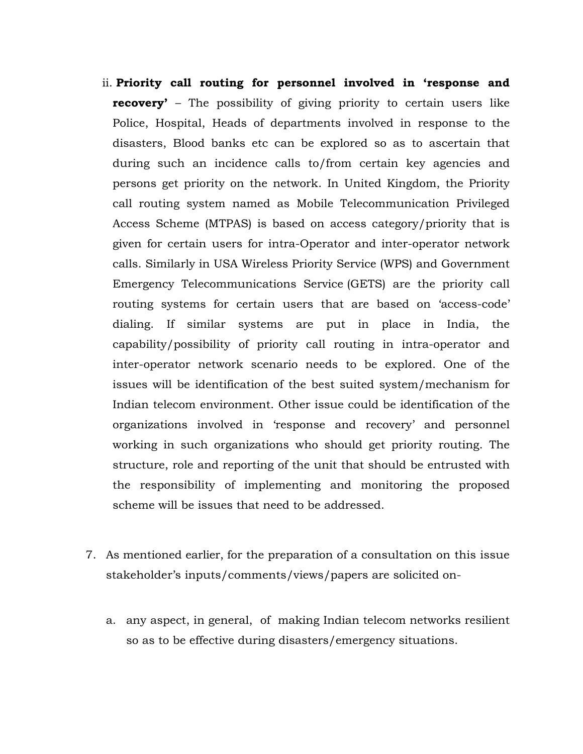ii. **Priority call routing for personnel involved in 'response and recovery'** – The possibility of giving priority to certain users like Police, Hospital, Heads of departments involved in response to the disasters, Blood banks etc can be explored so as to ascertain that during such an incidence calls to/from certain key agencies and persons get priority on the network. In United Kingdom, the Priority call routing system named as Mobile Telecommunication Privileged Access Scheme (MTPAS) is based on access category/priority that is given for certain users for intra-Operator and inter-operator network calls. Similarly in USA Wireless Priority Service (WPS) and Government Emergency Telecommunications Service (GETS) are the priority call routing systems for certain users that are based on 'access-code' dialing. If similar systems are put in place in India, the capability/possibility of priority call routing in intra-operator and inter-operator network scenario needs to be explored. One of the issues will be identification of the best suited system/mechanism for Indian telecom environment. Other issue could be identification of the organizations involved in 'response and recovery' and personnel working in such organizations who should get priority routing. The structure, role and reporting of the unit that should be entrusted with the responsibility of implementing and monitoring the proposed scheme will be issues that need to be addressed.

7. As mentioned earlier, for the preparation of a consultation on this issue stakeholder's inputs/comments/views/papers are solicited on-

   a. any aspect, in general, of making Indian telecom networks resilient so as to be effective during disasters/emergency situations.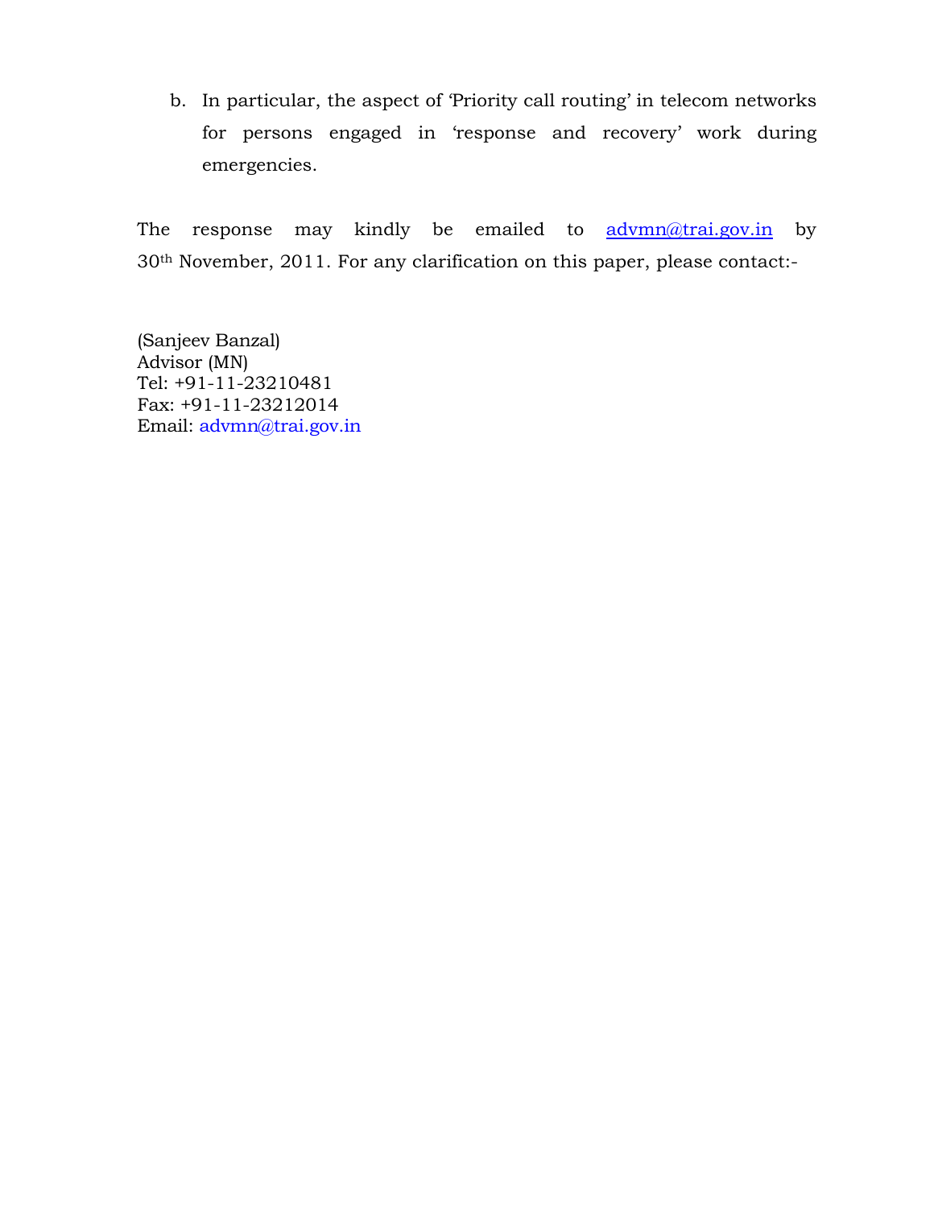b. In particular, the aspect of 'Priority call routing' in telecom networks for persons engaged in 'response and recovery' work during emergencies.

The response may kindly be emailed to advmn@trai.gov.in by 30th November, 2011. For any clarification on this paper, please contact:-

(Sanjeev Banzal)
Advisor (MN)
Tel: +91-11-23210481
Fax: +91-11-23212014
Email: advmn@trai.gov.in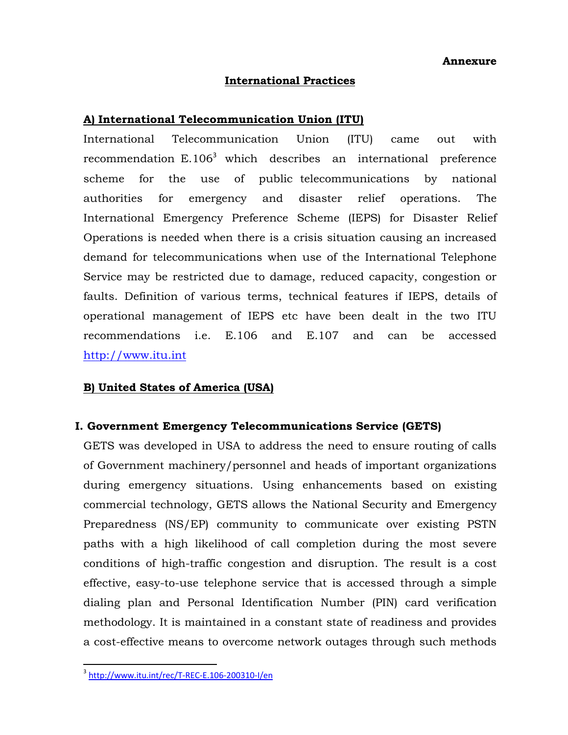**Annexure**

## International Practices

### A) International Telecommunication Union (ITU)

International Telecommunication Union (ITU) came out with recommendation E.106[3] which describes an international preference scheme for the use of public telecommunications by national authorities for emergency and disaster relief operations. The International Emergency Preference Scheme (IEPS) for Disaster Relief Operations is needed when there is a crisis situation causing an increased demand for telecommunications when use of the International Telephone Service may be restricted due to damage, reduced capacity, congestion or faults. Definition of various terms, technical features if IEPS, details of operational management of IEPS etc have been dealt in the two ITU recommendations i.e. E.106 and E.107 and can be accessed http://www.itu.int

### B) United States of America (USA)

#### I. Government Emergency Telecommunications Service (GETS)

GETS was developed in USA to address the need to ensure routing of calls of Government machinery/personnel and heads of important organizations during emergency situations. Using enhancements based on existing commercial technology, GETS allows the National Security and Emergency Preparedness (NS/EP) community to communicate over existing PSTN paths with a high likelihood of call completion during the most severe conditions of high-traffic congestion and disruption. The result is a cost effective, easy-to-use telephone service that is accessed through a simple dialing plan and Personal Identification Number (PIN) card verification methodology. It is maintained in a constant state of readiness and provides a cost-effective means to overcome network outages through such methods

---

[3] http://www.itu.int/rec/T-REC-E.106-200310-I/en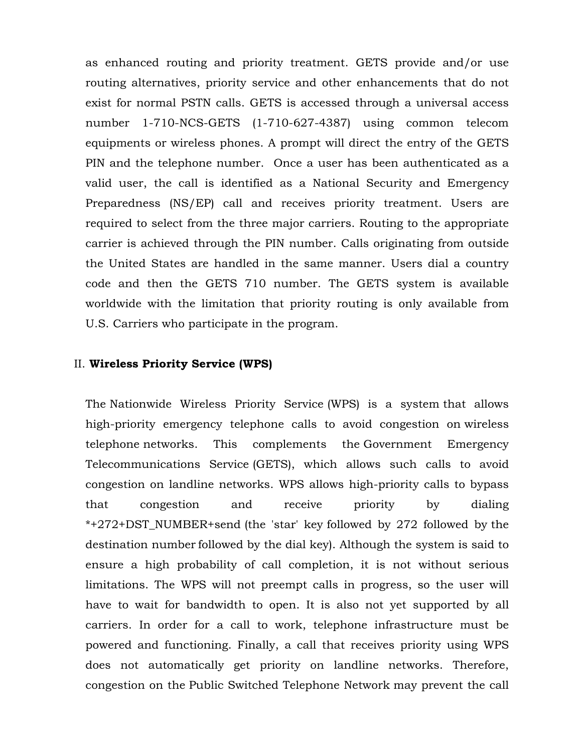as enhanced routing and priority treatment. GETS provide and/or use routing alternatives, priority service and other enhancements that do not exist for normal PSTN calls. GETS is accessed through a universal access number 1-710-NCS-GETS (1-710-627-4387) using common telecom equipments or wireless phones. A prompt will direct the entry of the GETS PIN and the telephone number. Once a user has been authenticated as a valid user, the call is identified as a National Security and Emergency Preparedness (NS/EP) call and receives priority treatment. Users are required to select from the three major carriers. Routing to the appropriate carrier is achieved through the PIN number. Calls originating from outside the United States are handled in the same manner. Users dial a country code and then the GETS 710 number. The GETS system is available worldwide with the limitation that priority routing is only available from U.S. Carriers who participate in the program.

II. **Wireless Priority Service (WPS)**

The Nationwide Wireless Priority Service (WPS) is a system that allows high-priority emergency telephone calls to avoid congestion on wireless telephone networks. This complements the Government Emergency Telecommunications Service (GETS), which allows such calls to avoid congestion on landline networks. WPS allows high-priority calls to bypass that congestion and receive priority by dialing *+272+DST_NUMBER+send (the 'star' key followed by 272 followed by the destination number followed by the dial key). Although the system is said to ensure a high probability of call completion, it is not without serious limitations. The WPS will not preempt calls in progress, so the user will have to wait for bandwidth to open. It is also not yet supported by all carriers. In order for a call to work, telephone infrastructure must be powered and functioning. Finally, a call that receives priority using WPS does not automatically get priority on landline networks. Therefore, congestion on the Public Switched Telephone Network may prevent the call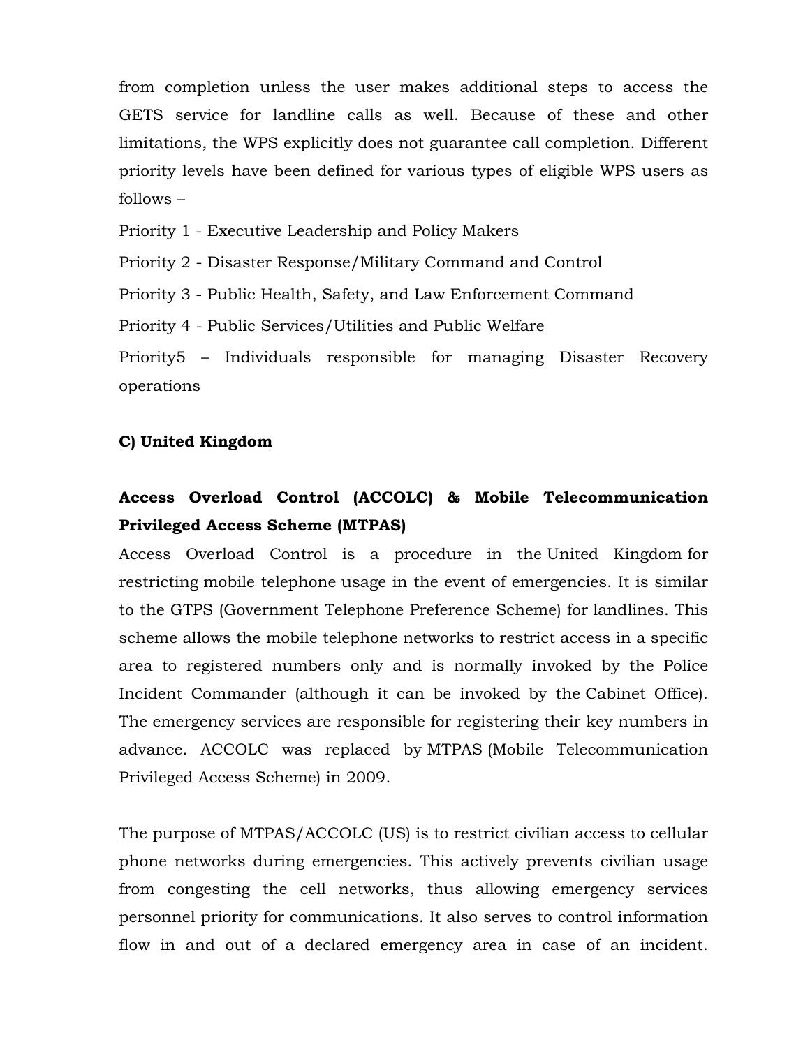from completion unless the user makes additional steps to access the GETS service for landline calls as well. Because of these and other limitations, the WPS explicitly does not guarantee call completion. Different priority levels have been defined for various types of eligible WPS users as follows –

Priority 1 - Executive Leadership and Policy Makers

Priority 2 - Disaster Response/Military Command and Control

Priority 3 - Public Health, Safety, and Law Enforcement Command

Priority 4 - Public Services/Utilities and Public Welfare

Priority5 – Individuals responsible for managing Disaster Recovery operations

**C) United Kingdom**

**Access Overload Control (ACCOLC) & Mobile Telecommunication Privileged Access Scheme (MTPAS)**

Access Overload Control is a procedure in the United Kingdom for restricting mobile telephone usage in the event of emergencies. It is similar to the GTPS (Government Telephone Preference Scheme) for landlines. This scheme allows the mobile telephone networks to restrict access in a specific area to registered numbers only and is normally invoked by the Police Incident Commander (although it can be invoked by the Cabinet Office). The emergency services are responsible for registering their key numbers in advance. ACCOLC was replaced by MTPAS (Mobile Telecommunication Privileged Access Scheme) in 2009.

The purpose of MTPAS/ACCOLC (US) is to restrict civilian access to cellular phone networks during emergencies. This actively prevents civilian usage from congesting the cell networks, thus allowing emergency services personnel priority for communications. It also serves to control information flow in and out of a declared emergency area in case of an incident.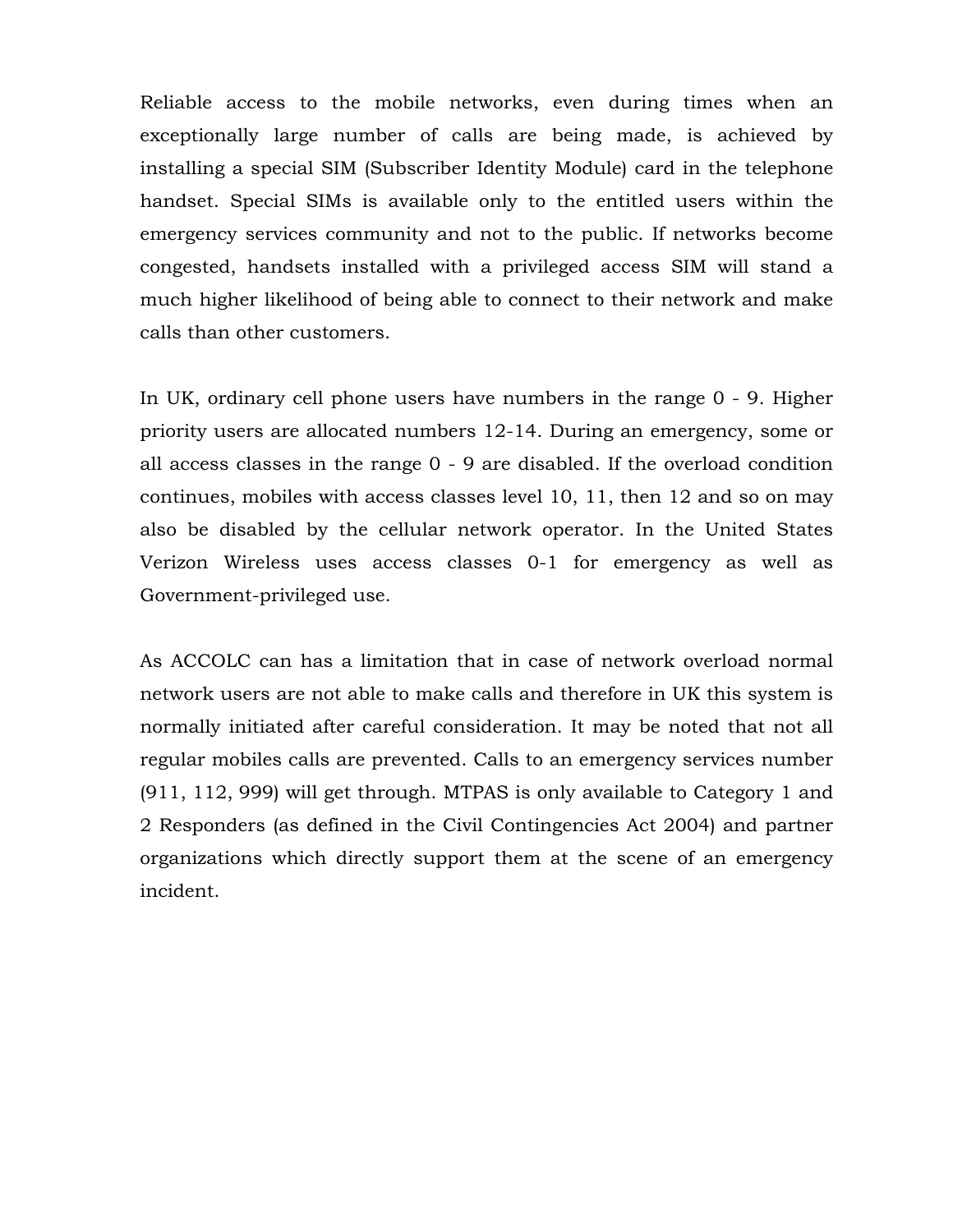Reliable access to the mobile networks, even during times when an exceptionally large number of calls are being made, is achieved by installing a special SIM (Subscriber Identity Module) card in the telephone handset. Special SIMs is available only to the entitled users within the emergency services community and not to the public. If networks become congested, handsets installed with a privileged access SIM will stand a much higher likelihood of being able to connect to their network and make calls than other customers.

In UK, ordinary cell phone users have numbers in the range 0 - 9. Higher priority users are allocated numbers 12-14. During an emergency, some or all access classes in the range 0 - 9 are disabled. If the overload condition continues, mobiles with access classes level 10, 11, then 12 and so on may also be disabled by the cellular network operator. In the United States Verizon Wireless uses access classes 0-1 for emergency as well as Government-privileged use.

As ACCOLC can has a limitation that in case of network overload normal network users are not able to make calls and therefore in UK this system is normally initiated after careful consideration. It may be noted that not all regular mobiles calls are prevented. Calls to an emergency services number (911, 112, 999) will get through. MTPAS is only available to Category 1 and 2 Responders (as defined in the Civil Contingencies Act 2004) and partner organizations which directly support them at the scene of an emergency incident.